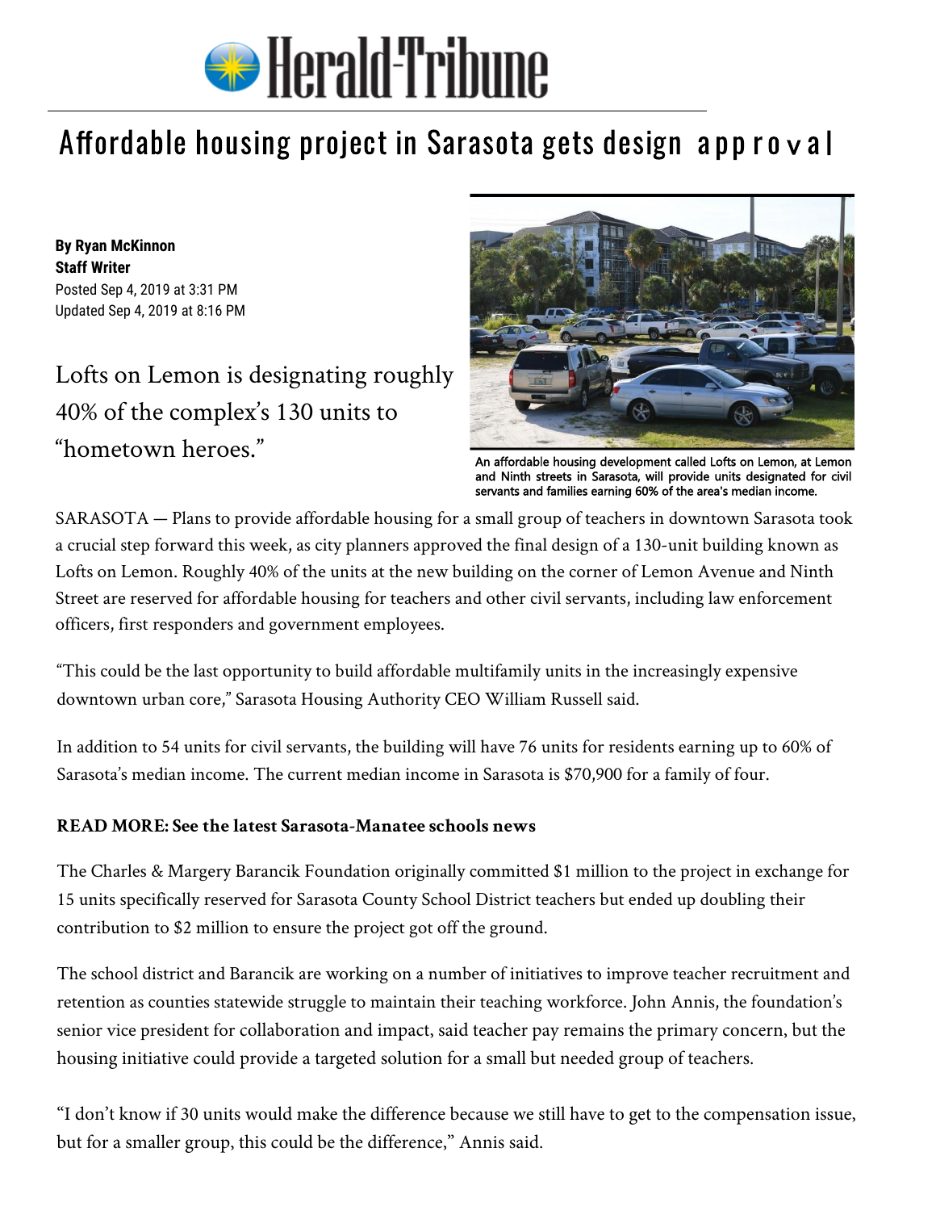# Affordable housing project in Sarasota gets design approval

**By Ryan McKinnon**
**Staff Writer**
Posted Sep 4, 2019 at 3:31 PM
Updated Sep 4, 2019 at 8:16 PM

## Lofts on Lemon is designating roughly 40% of the complex's 130 units to "hometown heroes."

An affordable housing development called Lofts on Lemon, at Lemon and Ninth streets in Sarasota, will provide units designated for civil servants and families earning 60% of the area's median income.

SARASOTA — Plans to provide affordable housing for a small group of teachers in downtown Sarasota took a crucial step forward this week, as city planners approved the final design of a 130-unit building known as Lofts on Lemon. Roughly 40% of the units at the new building on the corner of Lemon Avenue and Ninth Street are reserved for affordable housing for teachers and other civil servants, including law enforcement officers, first responders and government employees.

"This could be the last opportunity to build affordable multifamily units in the increasingly expensive downtown urban core," Sarasota Housing Authority CEO William Russell said.

In addition to 54 units for civil servants, the building will have 76 units for residents earning up to 60% of Sarasota's median income. The current median income in Sarasota is $70,900 for a family of four.

**READ MORE: See the latest Sarasota-Manatee schools news**

The Charles & Margery Barancik Foundation originally committed $1 million to the project in exchange for 15 units specifically reserved for Sarasota County School District teachers but ended up doubling their contribution to $2 million to ensure the project got off the ground.

The school district and Barancik are working on a number of initiatives to improve teacher recruitment and retention as counties statewide struggle to maintain their teaching workforce. John Annis, the foundation's senior vice president for collaboration and impact, said teacher pay remains the primary concern, but the housing initiative could provide a targeted solution for a small but needed group of teachers.

"I don't know if 30 units would make the difference because we still have to get to the compensation issue, but for a smaller group, this could be the difference," Annis said.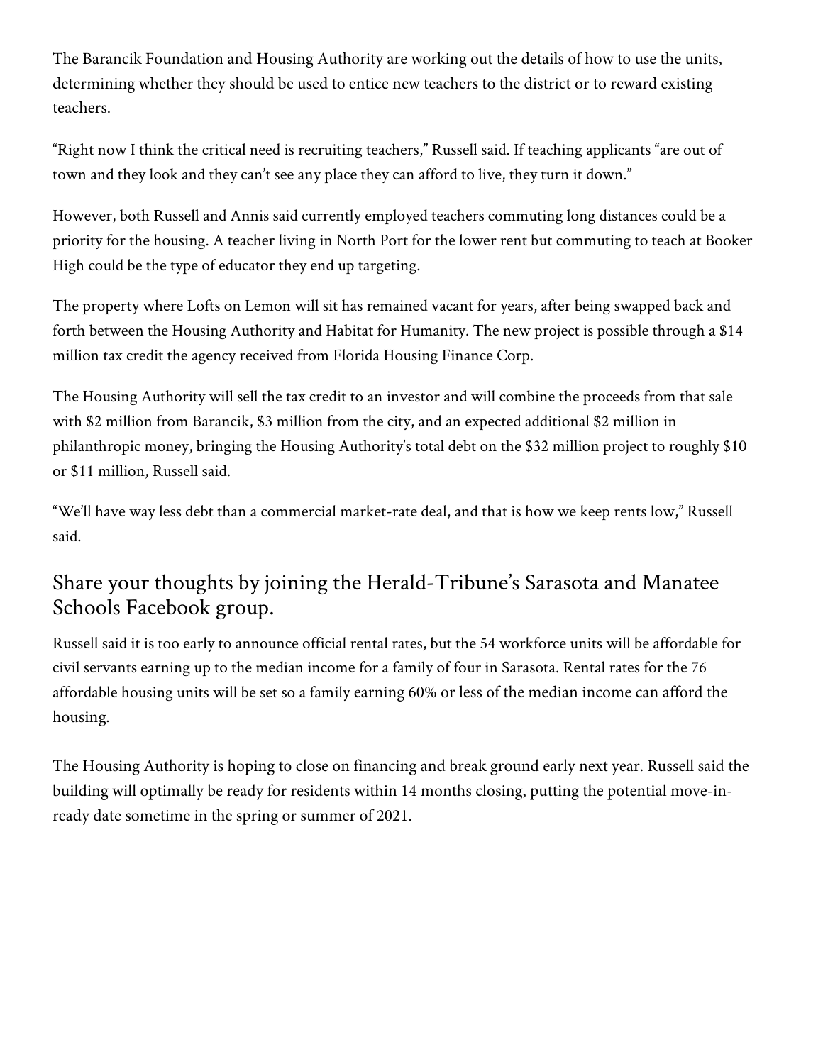The Barancik Foundation and Housing Authority are working out the details of how to use the units, determining whether they should be used to entice new teachers to the district or to reward existing teachers.

"Right now I think the critical need is recruiting teachers," Russell said. If teaching applicants "are out of town and they look and they can't see any place they can afford to live, they turn it down."

However, both Russell and Annis said currently employed teachers commuting long distances could be a priority for the housing. A teacher living in North Port for the lower rent but commuting to teach at Booker High could be the type of educator they end up targeting.

The property where Lofts on Lemon will sit has remained vacant for years, after being swapped back and forth between the Housing Authority and Habitat for Humanity. The new project is possible through a $14 million tax credit the agency received from Florida Housing Finance Corp.

The Housing Authority will sell the tax credit to an investor and will combine the proceeds from that sale with $2 million from Barancik, $3 million from the city, and an expected additional $2 million in philanthropic money, bringing the Housing Authority's total debt on the $32 million project to roughly $10 or $11 million, Russell said.

"We'll have way less debt than a commercial market-rate deal, and that is how we keep rents low," Russell said.

## Share your thoughts by joining the Herald-Tribune's Sarasota and Manatee Schools Facebook group.

Russell said it is too early to announce official rental rates, but the 54 workforce units will be affordable for civil servants earning up to the median income for a family of four in Sarasota. Rental rates for the 76 affordable housing units will be set so a family earning 60% or less of the median income can afford the housing.

The Housing Authority is hoping to close on financing and break ground early next year. Russell said the building will optimally be ready for residents within 14 months closing, putting the potential move-in-ready date sometime in the spring or summer of 2021.